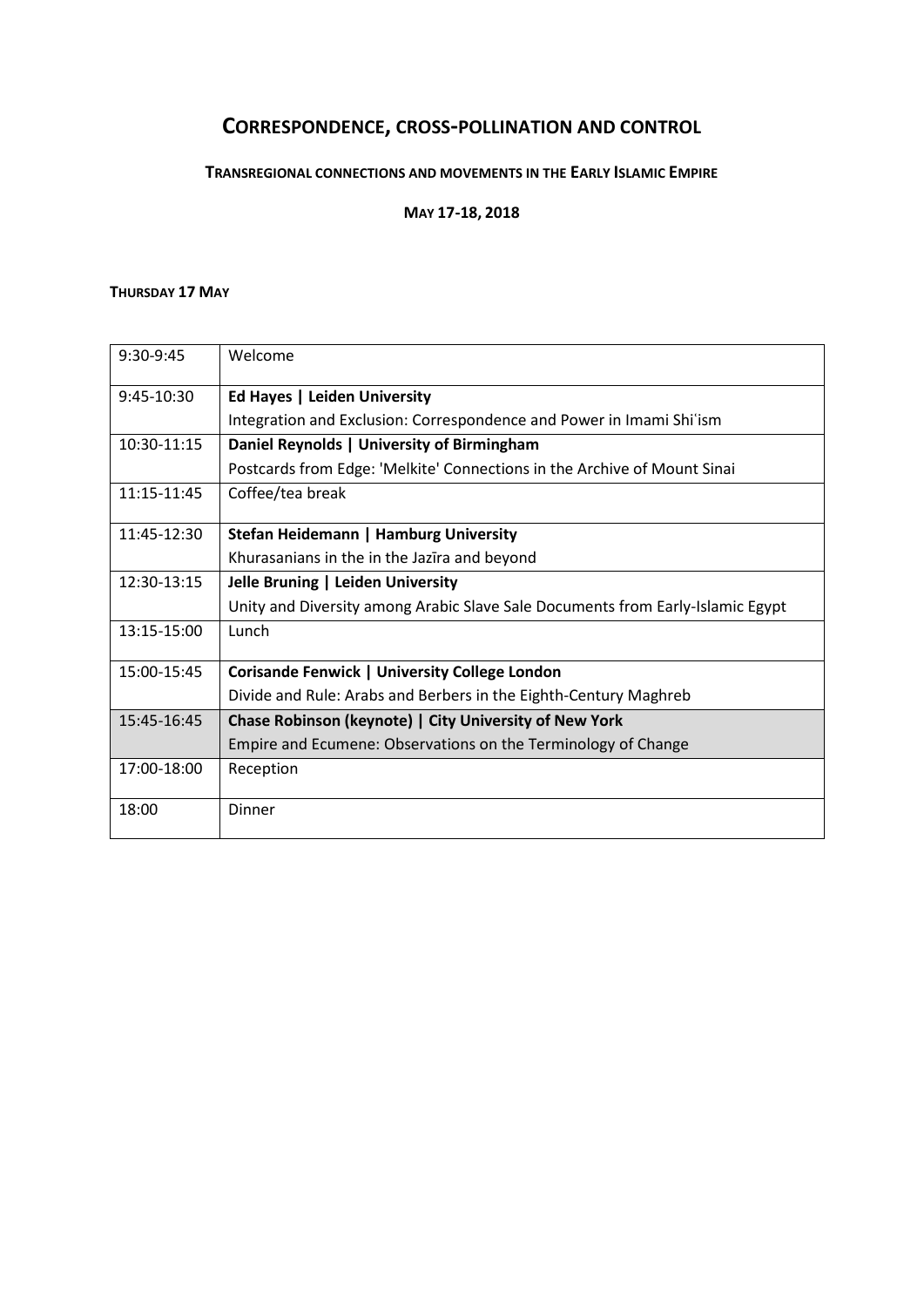# CORRESPONDENCE, CROSS-POLLINATION AND CONTROL

### TRANSREGIONAL CONNECTIONS AND MOVEMENTS IN THE EARLY ISLAMIC EMPIRE

### MAY 17-18, 2018

**THURSDAY 17 MAY**

| | |
|---|---|
| 9:30-9:45 | Welcome |
| 9:45-10:30 | **Ed Hayes \| Leiden University**<br>Integration and Exclusion: Correspondence and Power in Imami Shiʿism |
| 10:30-11:15 | **Daniel Reynolds \| University of Birmingham**<br>Postcards from Edge: 'Melkite' Connections in the Archive of Mount Sinai |
| 11:15-11:45 | Coffee/tea break |
| 11:45-12:30 | **Stefan Heidemann \| Hamburg University**<br>Khurasanians in the in the Jazīra and beyond |
| 12:30-13:15 | **Jelle Bruning \| Leiden University**<br>Unity and Diversity among Arabic Slave Sale Documents from Early-Islamic Egypt |
| 13:15-15:00 | Lunch |
| 15:00-15:45 | **Corisande Fenwick \| University College London**<br>Divide and Rule: Arabs and Berbers in the Eighth-Century Maghreb |
| 15:45-16:45 | **Chase Robinson (keynote) \| City University of New York**<br>Empire and Ecumene: Observations on the Terminology of Change |
| 17:00-18:00 | Reception |
| 18:00 | Dinner |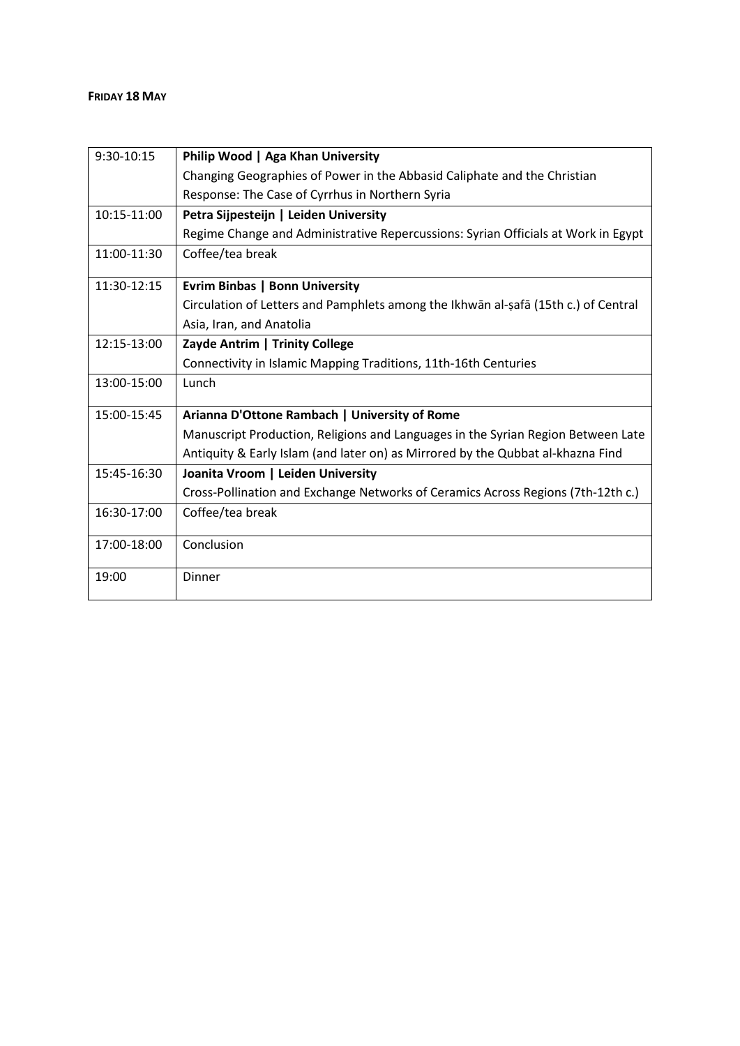**Friday 18 May**

| | |
|---|---|
| 9:30-10:15 | **Philip Wood \| Aga Khan University**<br>Changing Geographies of Power in the Abbasid Caliphate and the Christian Response: The Case of Cyrrhus in Northern Syria |
| 10:15-11:00 | **Petra Sijpesteijn \| Leiden University**<br>Regime Change and Administrative Repercussions: Syrian Officials at Work in Egypt |
| 11:00-11:30 | Coffee/tea break |
| 11:30-12:15 | **Evrim Binbas \| Bonn University**<br>Circulation of Letters and Pamphlets among the Ikhwān al-ṣafā (15th c.) of Central Asia, Iran, and Anatolia |
| 12:15-13:00 | **Zayde Antrim \| Trinity College**<br>Connectivity in Islamic Mapping Traditions, 11th-16th Centuries |
| 13:00-15:00 | Lunch |
| 15:00-15:45 | **Arianna D'Ottone Rambach \| University of Rome**<br>Manuscript Production, Religions and Languages in the Syrian Region Between Late Antiquity & Early Islam (and later on) as Mirrored by the Qubbat al-khazna Find |
| 15:45-16:30 | **Joanita Vroom \| Leiden University**<br>Cross-Pollination and Exchange Networks of Ceramics Across Regions (7th-12th c.) |
| 16:30-17:00 | Coffee/tea break |
| 17:00-18:00 | Conclusion |
| 19:00 | Dinner |